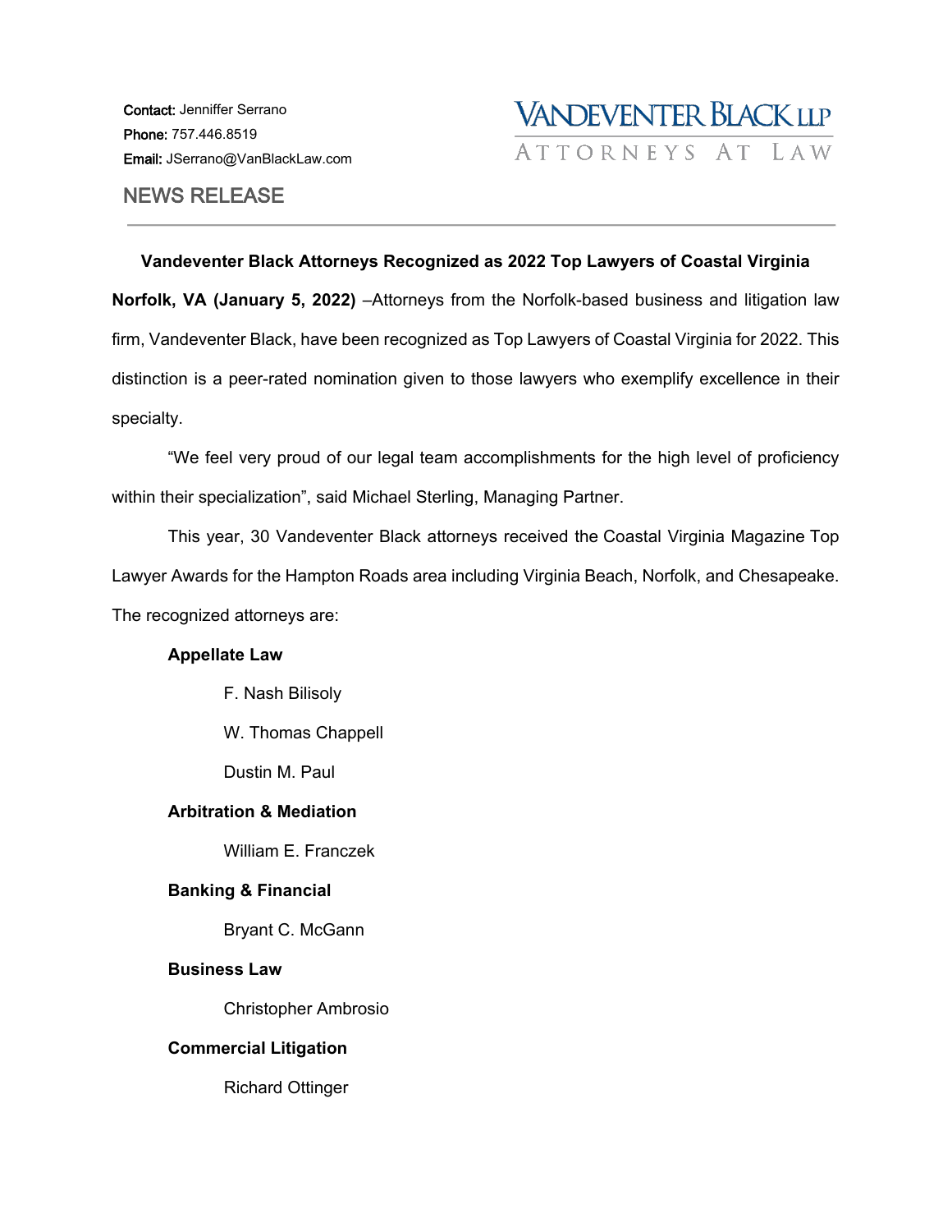**Contact:** Jenniffer Serrano
**Phone:** 757.446.8519
**Email:** JSerrano@VanBlackLaw.com

VANDEVENTER BLACK LLP
ATTORNEYS AT LAW

## NEWS RELEASE

---

**Vandeventer Black Attorneys Recognized as 2022 Top Lawyers of Coastal Virginia**

**Norfolk, VA (January 5, 2022)** –Attorneys from the Norfolk-based business and litigation law firm, Vandeventer Black, have been recognized as Top Lawyers of Coastal Virginia for 2022. This distinction is a peer-rated nomination given to those lawyers who exemplify excellence in their specialty.

"We feel very proud of our legal team accomplishments for the high level of proficiency within their specialization", said Michael Sterling, Managing Partner.

This year, 30 Vandeventer Black attorneys received the Coastal Virginia Magazine Top Lawyer Awards for the Hampton Roads area including Virginia Beach, Norfolk, and Chesapeake. The recognized attorneys are:

**Appellate Law**

F. Nash Bilisoly

W. Thomas Chappell

Dustin M. Paul

**Arbitration & Mediation**

William E. Franczek

**Banking & Financial**

Bryant C. McGann

**Business Law**

Christopher Ambrosio

**Commercial Litigation**

Richard Ottinger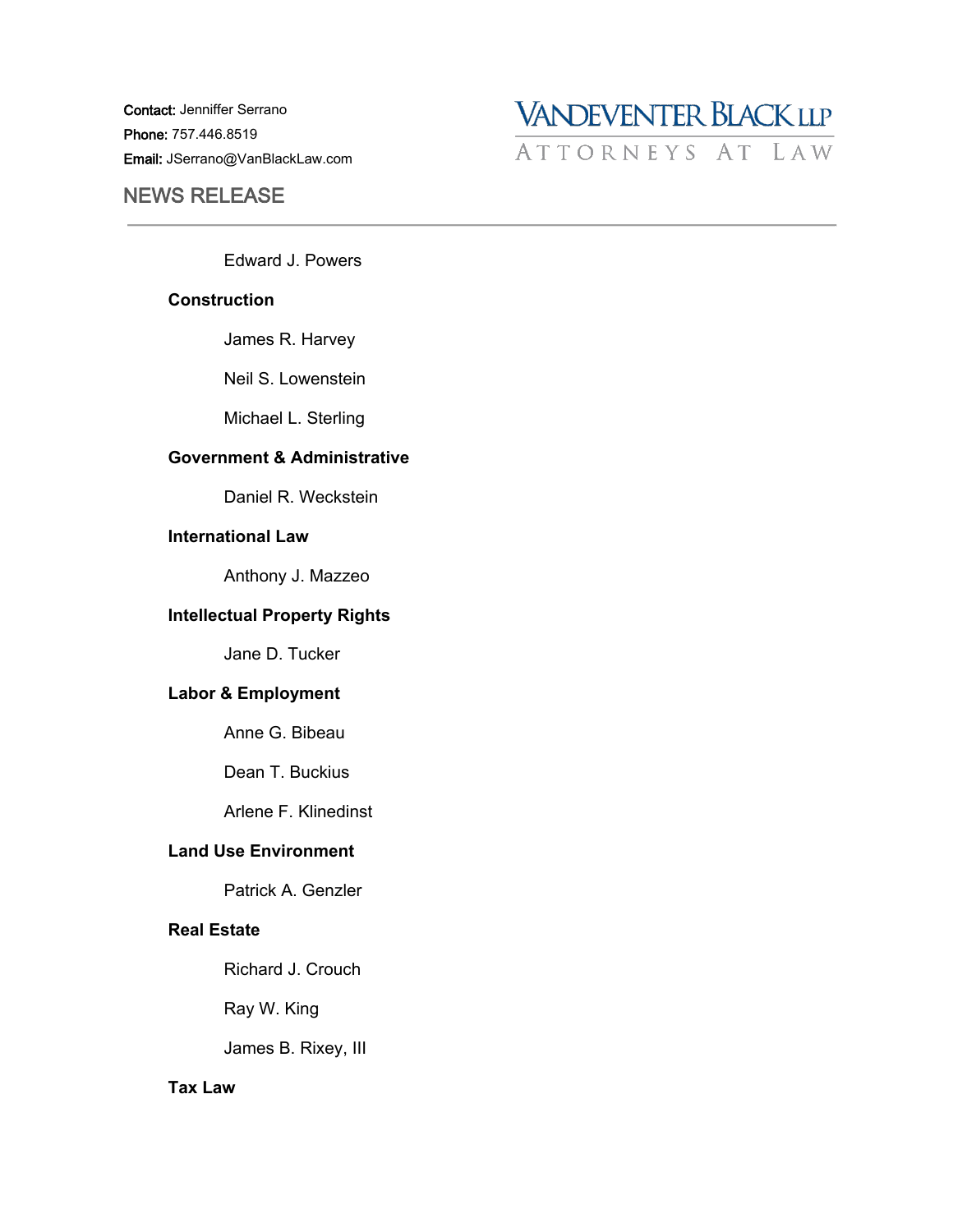Contact: Jenniffer Serrano
Phone: 757.446.8519
Email: JSerrano@VanBlackLaw.com

VANDEVENTER BLACK LLP
ATTORNEYS AT LAW

NEWS RELEASE

---

Edward J. Powers

**Construction**

James R. Harvey

Neil S. Lowenstein

Michael L. Sterling

**Government & Administrative**

Daniel R. Weckstein

**International Law**

Anthony J. Mazzeo

**Intellectual Property Rights**

Jane D. Tucker

**Labor & Employment**

Anne G. Bibeau

Dean T. Buckius

Arlene F. Klinedinst

**Land Use Environment**

Patrick A. Genzler

**Real Estate**

Richard J. Crouch

Ray W. King

James B. Rixey, III

**Tax Law**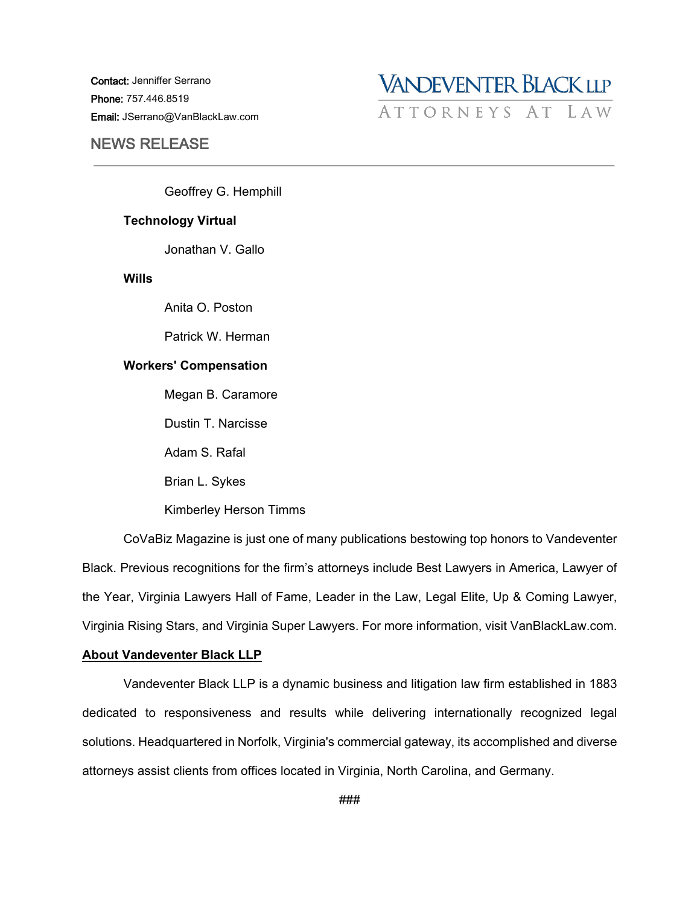Contact: Jenniffer Serrano
Phone: 757.446.8519
Email: JSerrano@VanBlackLaw.com

VANDEVENTER BLACK LLP
ATTORNEYS AT LAW

NEWS RELEASE

Geoffrey G. Hemphill

**Technology Virtual**

Jonathan V. Gallo

**Wills**

Anita O. Poston

Patrick W. Herman

**Workers' Compensation**

Megan B. Caramore

Dustin T. Narcisse

Adam S. Rafal

Brian L. Sykes

Kimberley Herson Timms

CoVaBiz Magazine is just one of many publications bestowing top honors to Vandeventer Black. Previous recognitions for the firm's attorneys include Best Lawyers in America, Lawyer of the Year, Virginia Lawyers Hall of Fame, Leader in the Law, Legal Elite, Up & Coming Lawyer, Virginia Rising Stars, and Virginia Super Lawyers. For more information, visit VanBlackLaw.com.

**About Vandeventer Black LLP**

Vandeventer Black LLP is a dynamic business and litigation law firm established in 1883 dedicated to responsiveness and results while delivering internationally recognized legal solutions. Headquartered in Norfolk, Virginia's commercial gateway, its accomplished and diverse attorneys assist clients from offices located in Virginia, North Carolina, and Germany.

###